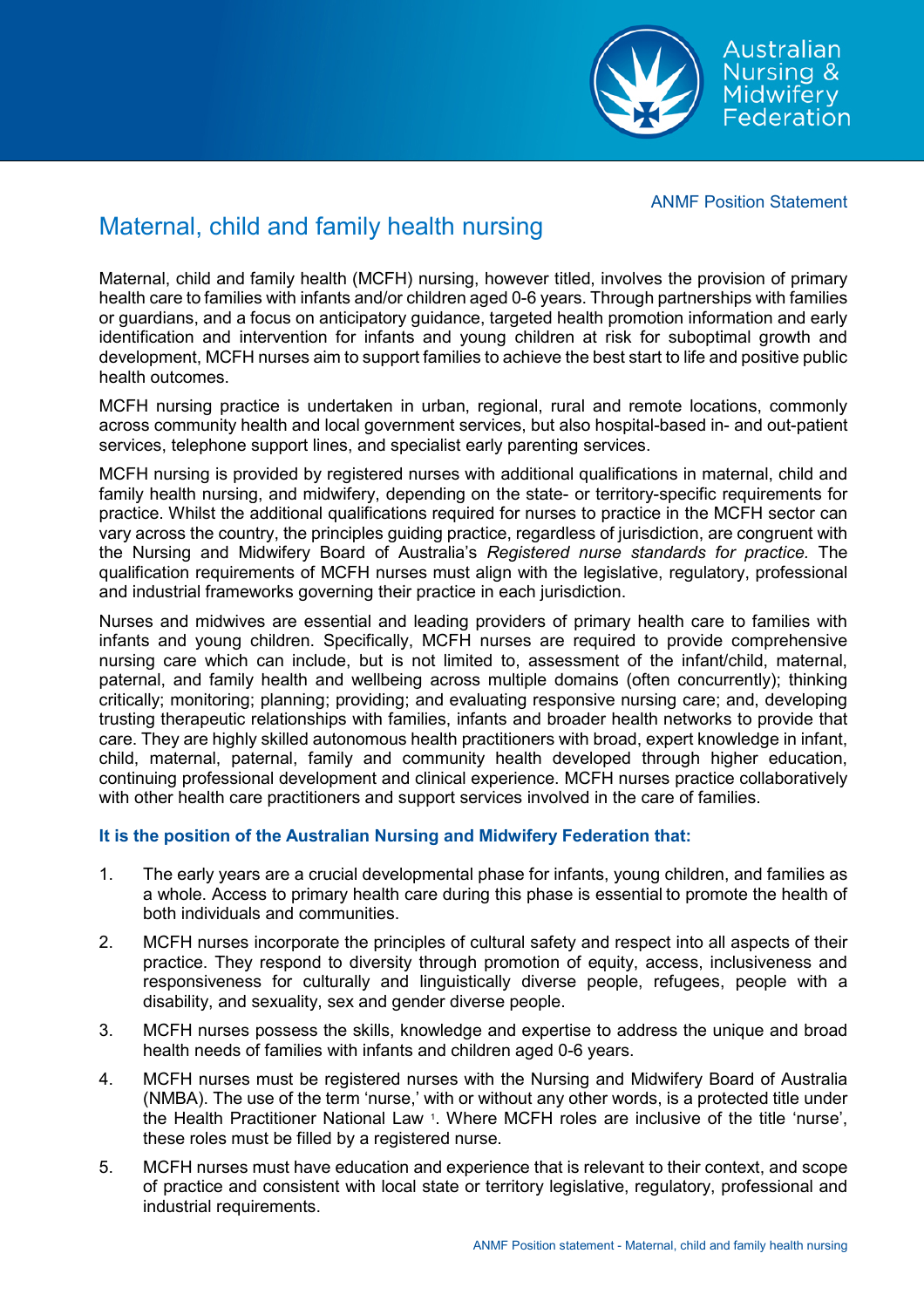ANMF Position Statement

# Maternal, child and family health nursing

Maternal, child and family health (MCFH) nursing, however titled, involves the provision of primary health care to families with infants and/or children aged 0-6 years. Through partnerships with families or guardians, and a focus on anticipatory guidance, targeted health promotion information and early identification and intervention for infants and young children at risk for suboptimal growth and development, MCFH nurses aim to support families to achieve the best start to life and positive public health outcomes.

MCFH nursing practice is undertaken in urban, regional, rural and remote locations, commonly across community health and local government services, but also hospital-based in- and out-patient services, telephone support lines, and specialist early parenting services.

MCFH nursing is provided by registered nurses with additional qualifications in maternal, child and family health nursing, and midwifery, depending on the state- or territory-specific requirements for practice. Whilst the additional qualifications required for nurses to practice in the MCFH sector can vary across the country, the principles guiding practice, regardless of jurisdiction, are congruent with the Nursing and Midwifery Board of Australia's *Registered nurse standards for practice.* The qualification requirements of MCFH nurses must align with the legislative, regulatory, professional and industrial frameworks governing their practice in each jurisdiction.

Nurses and midwives are essential and leading providers of primary health care to families with infants and young children. Specifically, MCFH nurses are required to provide comprehensive nursing care which can include, but is not limited to, assessment of the infant/child, maternal, paternal, and family health and wellbeing across multiple domains (often concurrently); thinking critically; monitoring; planning; providing; and evaluating responsive nursing care; and, developing trusting therapeutic relationships with families, infants and broader health networks to provide that care. They are highly skilled autonomous health practitioners with broad, expert knowledge in infant, child, maternal, paternal, family and community health developed through higher education, continuing professional development and clinical experience. MCFH nurses practice collaboratively with other health care practitioners and support services involved in the care of families.

**It is the position of the Australian Nursing and Midwifery Federation that:**

1. The early years are a crucial developmental phase for infants, young children, and families as a whole. Access to primary health care during this phase is essential to promote the health of both individuals and communities.
2. MCFH nurses incorporate the principles of cultural safety and respect into all aspects of their practice. They respond to diversity through promotion of equity, access, inclusiveness and responsiveness for culturally and linguistically diverse people, refugees, people with a disability, and sexuality, sex and gender diverse people.
3. MCFH nurses possess the skills, knowledge and expertise to address the unique and broad health needs of families with infants and children aged 0-6 years.
4. MCFH nurses must be registered nurses with the Nursing and Midwifery Board of Australia (NMBA). The use of the term 'nurse,' with or without any other words, is a protected title under the Health Practitioner National Law [1]. Where MCFH roles are inclusive of the title 'nurse', these roles must be filled by a registered nurse.
5. MCFH nurses must have education and experience that is relevant to their context, and scope of practice and consistent with local state or territory legislative, regulatory, professional and industrial requirements.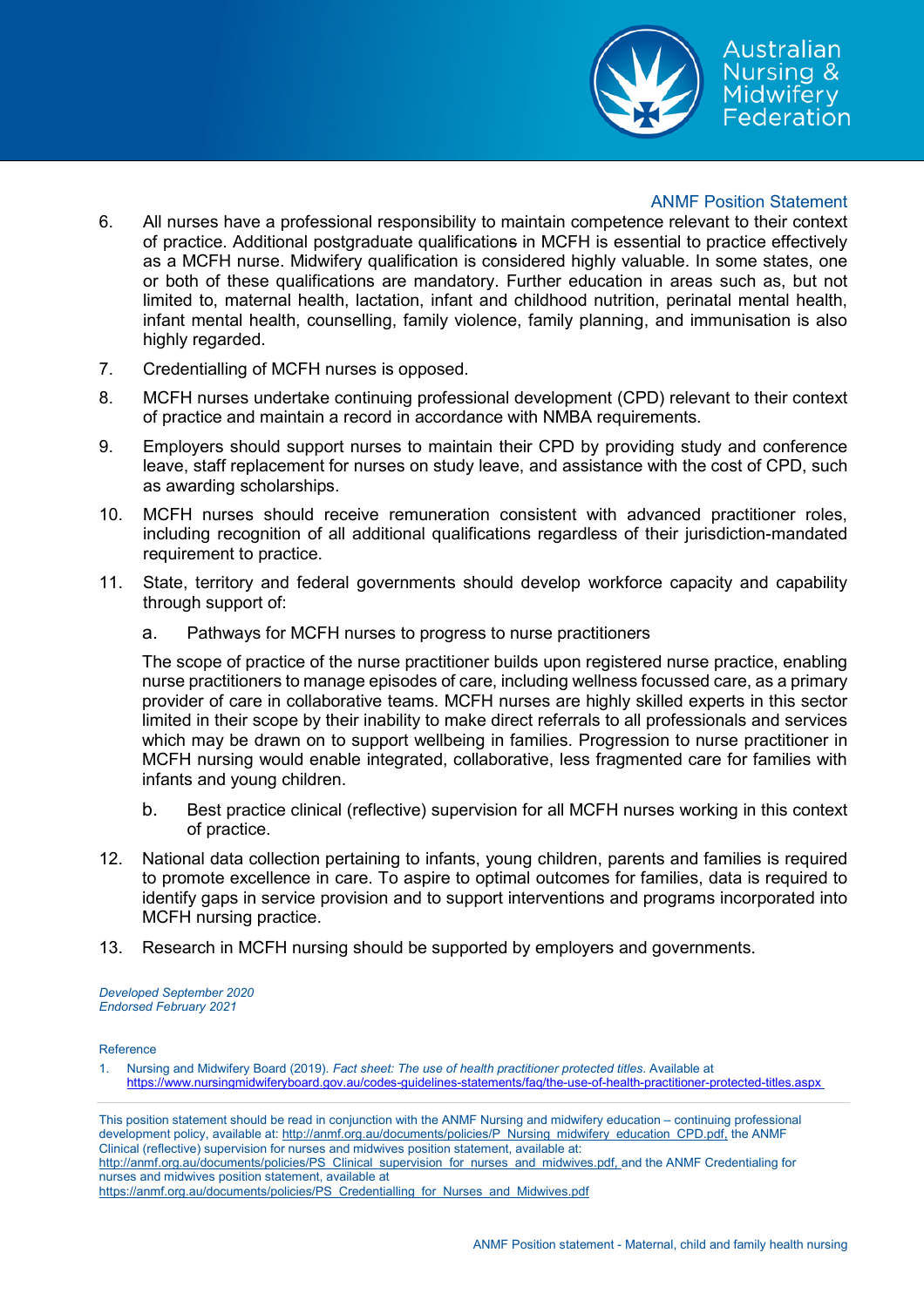ANMF Position Statement

6. All nurses have a professional responsibility to maintain competence relevant to their context of practice. Additional postgraduate qualifications in MCFH is essential to practice effectively as a MCFH nurse. Midwifery qualification is considered highly valuable. In some states, one or both of these qualifications are mandatory. Further education in areas such as, but not limited to, maternal health, lactation, infant and childhood nutrition, perinatal mental health, infant mental health, counselling, family violence, family planning, and immunisation is also highly regarded.

7. Credentialling of MCFH nurses is opposed.

8. MCFH nurses undertake continuing professional development (CPD) relevant to their context of practice and maintain a record in accordance with NMBA requirements.

9. Employers should support nurses to maintain their CPD by providing study and conference leave, staff replacement for nurses on study leave, and assistance with the cost of CPD, such as awarding scholarships.

10. MCFH nurses should receive remuneration consistent with advanced practitioner roles, including recognition of all additional qualifications regardless of their jurisdiction-mandated requirement to practice.

11. State, territory and federal governments should develop workforce capacity and capability through support of:

    a. Pathways for MCFH nurses to progress to nurse practitioners

    The scope of practice of the nurse practitioner builds upon registered nurse practice, enabling nurse practitioners to manage episodes of care, including wellness focussed care, as a primary provider of care in collaborative teams. MCFH nurses are highly skilled experts in this sector limited in their scope by their inability to make direct referrals to all professionals and services which may be drawn on to support wellbeing in families. Progression to nurse practitioner in MCFH nursing would enable integrated, collaborative, less fragmented care for families with infants and young children.

    b. Best practice clinical (reflective) supervision for all MCFH nurses working in this context of practice.

12. National data collection pertaining to infants, young children, parents and families is required to promote excellence in care. To aspire to optimal outcomes for families, data is required to identify gaps in service provision and to support interventions and programs incorporated into MCFH nursing practice.

13. Research in MCFH nursing should be supported by employers and governments.

*Developed September 2020*
*Endorsed February 2021*

Reference

1. Nursing and Midwifery Board (2019). *Fact sheet: The use of health practitioner protected titles*. Available at https://www.nursingmidwiferyboard.gov.au/codes-guidelines-statements/faq/the-use-of-health-practitioner-protected-titles.aspx

This position statement should be read in conjunction with the ANMF Nursing and midwifery education – continuing professional development policy, available at: http://anmf.org.au/documents/policies/P_Nursing_midwifery_education_CPD.pdf, the ANMF Clinical (reflective) supervision for nurses and midwives position statement, available at: http://anmf.org.au/documents/policies/PS_Clinical_supervision_for_nurses_and_midwives.pdf, and the ANMF Credentialing for nurses and midwives position statement, available at https://anmf.org.au/documents/policies/PS_Credentialling_for_Nurses_and_Midwives.pdf